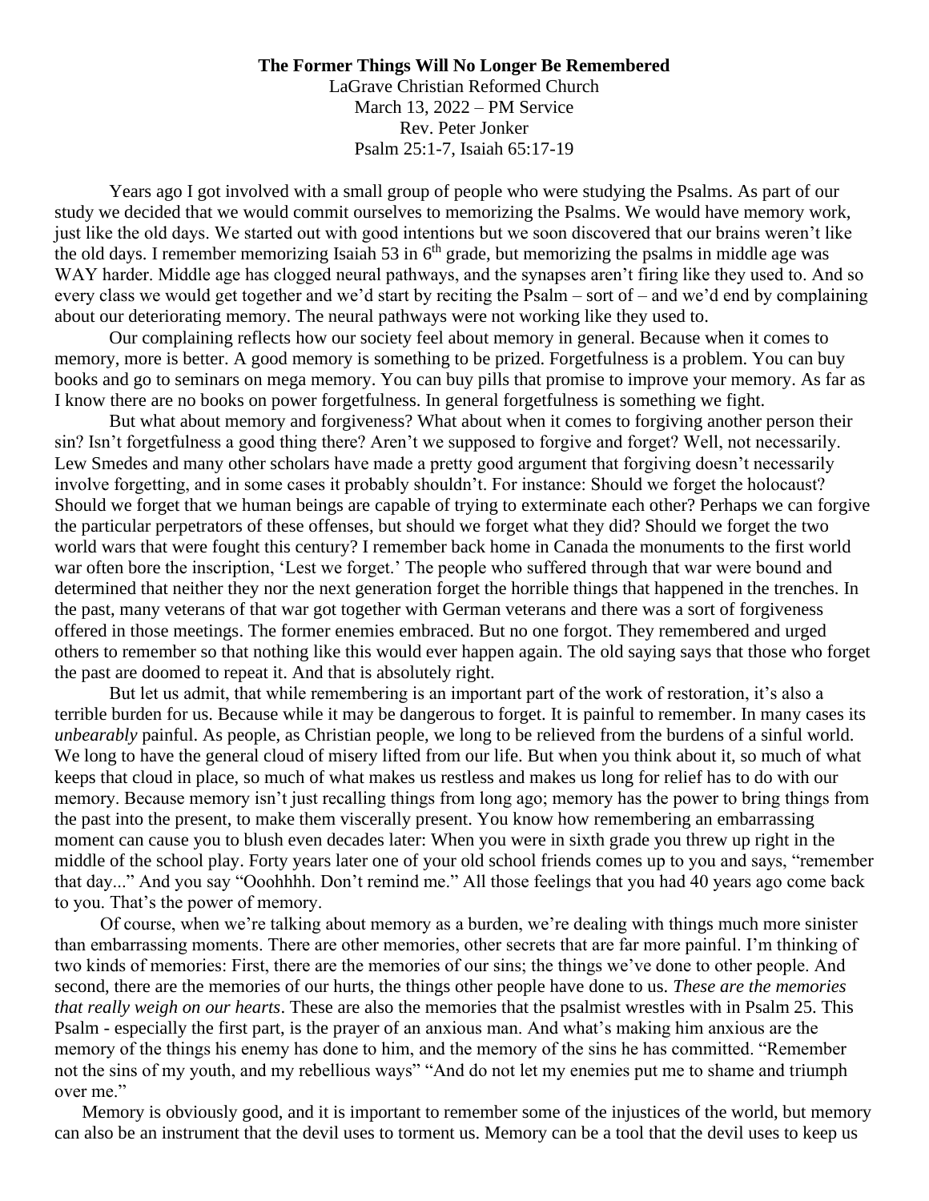**The Former Things Will No Longer Be Remembered**

LaGrave Christian Reformed Church
March 13, 2022 – PM Service
Rev. Peter Jonker
Psalm 25:1-7, Isaiah 65:17-19

Years ago I got involved with a small group of people who were studying the Psalms. As part of our study we decided that we would commit ourselves to memorizing the Psalms. We would have memory work, just like the old days. We started out with good intentions but we soon discovered that our brains weren't like the old days. I remember memorizing Isaiah 53 in 6th grade, but memorizing the psalms in middle age was WAY harder. Middle age has clogged neural pathways, and the synapses aren't firing like they used to. And so every class we would get together and we'd start by reciting the Psalm – sort of – and we'd end by complaining about our deteriorating memory. The neural pathways were not working like they used to.

Our complaining reflects how our society feel about memory in general. Because when it comes to memory, more is better. A good memory is something to be prized. Forgetfulness is a problem. You can buy books and go to seminars on mega memory. You can buy pills that promise to improve your memory. As far as I know there are no books on power forgetfulness. In general forgetfulness is something we fight.

But what about memory and forgiveness? What about when it comes to forgiving another person their sin? Isn't forgetfulness a good thing there? Aren't we supposed to forgive and forget? Well, not necessarily. Lew Smedes and many other scholars have made a pretty good argument that forgiving doesn't necessarily involve forgetting, and in some cases it probably shouldn't. For instance: Should we forget the holocaust? Should we forget that we human beings are capable of trying to exterminate each other? Perhaps we can forgive the particular perpetrators of these offenses, but should we forget what they did? Should we forget the two world wars that were fought this century? I remember back home in Canada the monuments to the first world war often bore the inscription, 'Lest we forget.' The people who suffered through that war were bound and determined that neither they nor the next generation forget the horrible things that happened in the trenches. In the past, many veterans of that war got together with German veterans and there was a sort of forgiveness offered in those meetings. The former enemies embraced. But no one forgot. They remembered and urged others to remember so that nothing like this would ever happen again. The old saying says that those who forget the past are doomed to repeat it. And that is absolutely right.

But let us admit, that while remembering is an important part of the work of restoration, it's also a terrible burden for us. Because while it may be dangerous to forget. It is painful to remember. In many cases its *unbearably* painful. As people, as Christian people, we long to be relieved from the burdens of a sinful world. We long to have the general cloud of misery lifted from our life. But when you think about it, so much of what keeps that cloud in place, so much of what makes us restless and makes us long for relief has to do with our memory. Because memory isn't just recalling things from long ago; memory has the power to bring things from the past into the present, to make them viscerally present. You know how remembering an embarrassing moment can cause you to blush even decades later: When you were in sixth grade you threw up right in the middle of the school play. Forty years later one of your old school friends comes up to you and says, "remember that day..." And you say "Ooohhhh. Don't remind me." All those feelings that you had 40 years ago come back to you. That's the power of memory.

Of course, when we're talking about memory as a burden, we're dealing with things much more sinister than embarrassing moments. There are other memories, other secrets that are far more painful. I'm thinking of two kinds of memories: First, there are the memories of our sins; the things we've done to other people. And second, there are the memories of our hurts, the things other people have done to us. *These are the memories that really weigh on our hearts*. These are also the memories that the psalmist wrestles with in Psalm 25. This Psalm - especially the first part, is the prayer of an anxious man. And what's making him anxious are the memory of the things his enemy has done to him, and the memory of the sins he has committed. "Remember not the sins of my youth, and my rebellious ways" "And do not let my enemies put me to shame and triumph over me."

Memory is obviously good, and it is important to remember some of the injustices of the world, but memory can also be an instrument that the devil uses to torment us. Memory can be a tool that the devil uses to keep us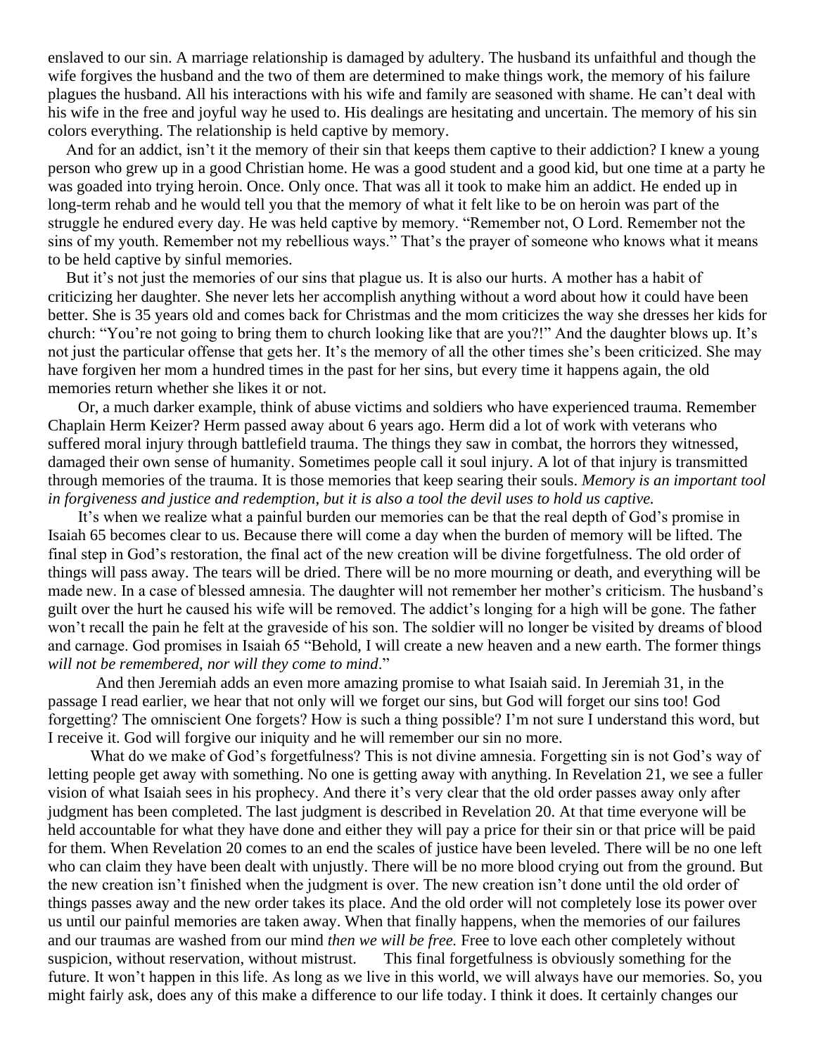enslaved to our sin. A marriage relationship is damaged by adultery. The husband its unfaithful and though the wife forgives the husband and the two of them are determined to make things work, the memory of his failure plagues the husband. All his interactions with his wife and family are seasoned with shame. He can't deal with his wife in the free and joyful way he used to. His dealings are hesitating and uncertain. The memory of his sin colors everything. The relationship is held captive by memory.

And for an addict, isn't it the memory of their sin that keeps them captive to their addiction? I knew a young person who grew up in a good Christian home. He was a good student and a good kid, but one time at a party he was goaded into trying heroin. Once. Only once. That was all it took to make him an addict. He ended up in long-term rehab and he would tell you that the memory of what it felt like to be on heroin was part of the struggle he endured every day. He was held captive by memory. "Remember not, O Lord. Remember not the sins of my youth. Remember not my rebellious ways." That's the prayer of someone who knows what it means to be held captive by sinful memories.

But it's not just the memories of our sins that plague us. It is also our hurts. A mother has a habit of criticizing her daughter. She never lets her accomplish anything without a word about how it could have been better. She is 35 years old and comes back for Christmas and the mom criticizes the way she dresses her kids for church: "You're not going to bring them to church looking like that are you?!" And the daughter blows up. It's not just the particular offense that gets her. It's the memory of all the other times she's been criticized. She may have forgiven her mom a hundred times in the past for her sins, but every time it happens again, the old memories return whether she likes it or not.

Or, a much darker example, think of abuse victims and soldiers who have experienced trauma. Remember Chaplain Herm Keizer? Herm passed away about 6 years ago. Herm did a lot of work with veterans who suffered moral injury through battlefield trauma. The things they saw in combat, the horrors they witnessed, damaged their own sense of humanity. Sometimes people call it soul injury. A lot of that injury is transmitted through memories of the trauma. It is those memories that keep searing their souls. *Memory is an important tool in forgiveness and justice and redemption, but it is also a tool the devil uses to hold us captive.*

It's when we realize what a painful burden our memories can be that the real depth of God's promise in Isaiah 65 becomes clear to us. Because there will come a day when the burden of memory will be lifted. The final step in God's restoration, the final act of the new creation will be divine forgetfulness. The old order of things will pass away. The tears will be dried. There will be no more mourning or death, and everything will be made new. In a case of blessed amnesia. The daughter will not remember her mother's criticism. The husband's guilt over the hurt he caused his wife will be removed. The addict's longing for a high will be gone. The father won't recall the pain he felt at the graveside of his son. The soldier will no longer be visited by dreams of blood and carnage. God promises in Isaiah 65 "Behold, I will create a new heaven and a new earth. The former things *will not be remembered, nor will they come to mind*."

And then Jeremiah adds an even more amazing promise to what Isaiah said. In Jeremiah 31, in the passage I read earlier, we hear that not only will we forget our sins, but God will forget our sins too! God forgetting? The omniscient One forgets? How is such a thing possible? I'm not sure I understand this word, but I receive it. God will forgive our iniquity and he will remember our sin no more.

What do we make of God's forgetfulness? This is not divine amnesia. Forgetting sin is not God's way of letting people get away with something. No one is getting away with anything. In Revelation 21, we see a fuller vision of what Isaiah sees in his prophecy. And there it's very clear that the old order passes away only after judgment has been completed. The last judgment is described in Revelation 20. At that time everyone will be held accountable for what they have done and either they will pay a price for their sin or that price will be paid for them. When Revelation 20 comes to an end the scales of justice have been leveled. There will be no one left who can claim they have been dealt with unjustly. There will be no more blood crying out from the ground. But the new creation isn't finished when the judgment is over. The new creation isn't done until the old order of things passes away and the new order takes its place. And the old order will not completely lose its power over us until our painful memories are taken away. When that finally happens, when the memories of our failures and our traumas are washed from our mind *then we will be free.* Free to love each other completely without suspicion, without reservation, without mistrust. This final forgetfulness is obviously something for the future. It won't happen in this life. As long as we live in this world, we will always have our memories. So, you might fairly ask, does any of this make a difference to our life today. I think it does. It certainly changes our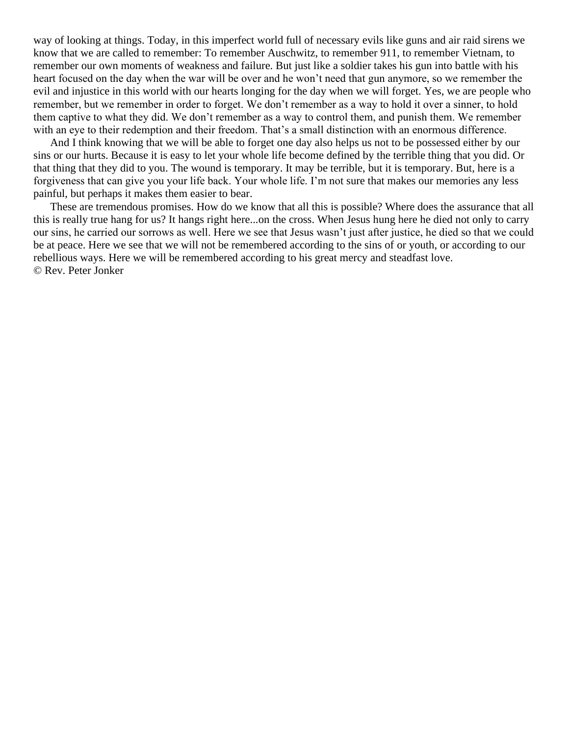way of looking at things. Today, in this imperfect world full of necessary evils like guns and air raid sirens we know that we are called to remember: To remember Auschwitz, to remember 911, to remember Vietnam, to remember our own moments of weakness and failure. But just like a soldier takes his gun into battle with his heart focused on the day when the war will be over and he won't need that gun anymore, so we remember the evil and injustice in this world with our hearts longing for the day when we will forget. Yes, we are people who remember, but we remember in order to forget. We don't remember as a way to hold it over a sinner, to hold them captive to what they did. We don't remember as a way to control them, and punish them. We remember with an eye to their redemption and their freedom. That's a small distinction with an enormous difference.

And I think knowing that we will be able to forget one day also helps us not to be possessed either by our sins or our hurts. Because it is easy to let your whole life become defined by the terrible thing that you did. Or that thing that they did to you. The wound is temporary. It may be terrible, but it is temporary. But, here is a forgiveness that can give you your life back. Your whole life. I'm not sure that makes our memories any less painful, but perhaps it makes them easier to bear.

These are tremendous promises. How do we know that all this is possible? Where does the assurance that all this is really true hang for us? It hangs right here...on the cross. When Jesus hung here he died not only to carry our sins, he carried our sorrows as well. Here we see that Jesus wasn't just after justice, he died so that we could be at peace. Here we see that we will not be remembered according to the sins of or youth, or according to our rebellious ways. Here we will be remembered according to his great mercy and steadfast love.

© Rev. Peter Jonker